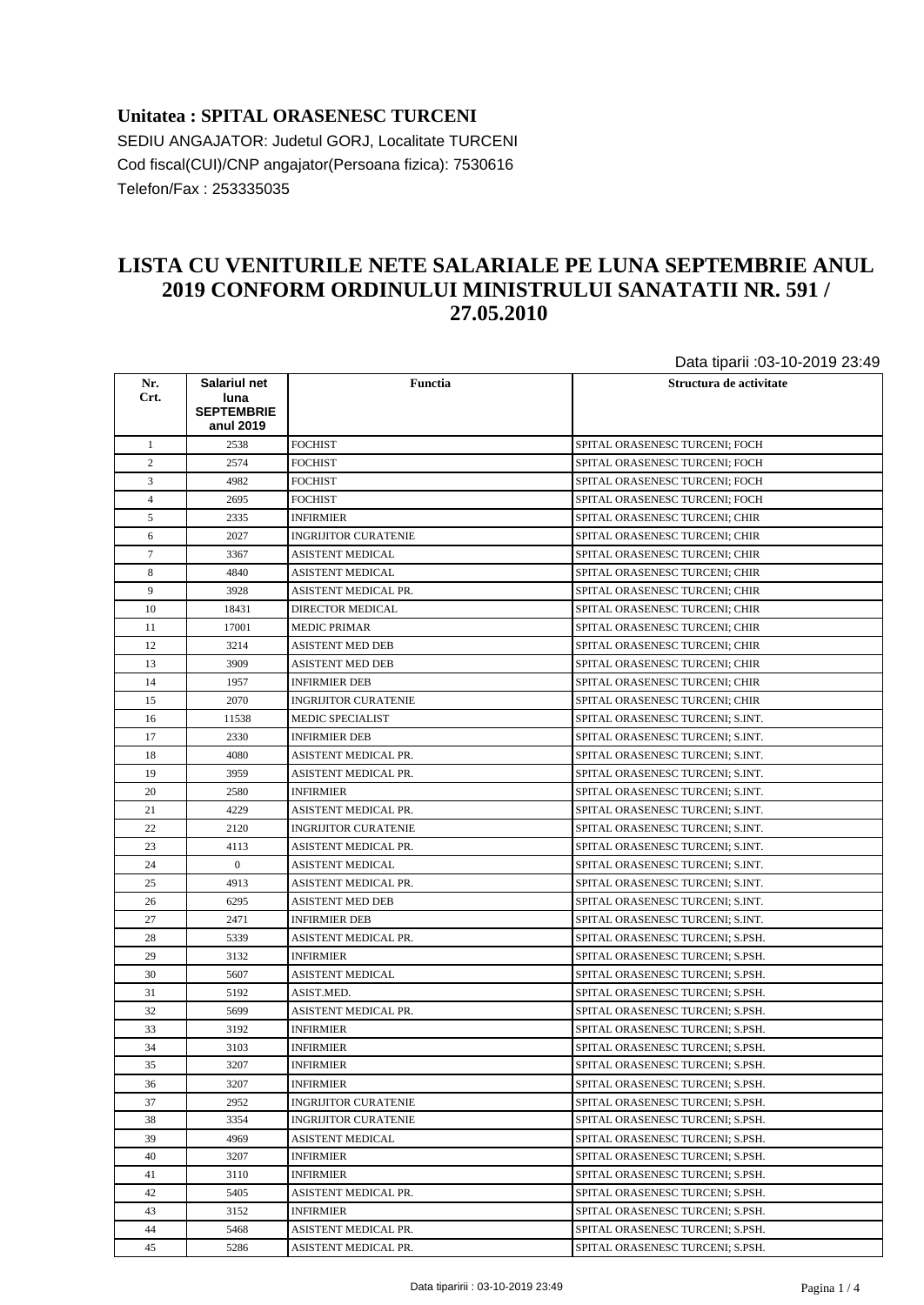**Unitatea : SPITAL ORASENESC TURCENI**

SEDIU ANGAJATOR: Judetul GORJ, Localitate TURCENI

Cod fiscal(CUI)/CNP angajator(Persoana fizica): 7530616

Telefon/Fax : 253335035

# LISTA CU VENITURILE NETE SALARIALE PE LUNA SEPTEMBRIE ANUL 2019 CONFORM ORDINULUI MINISTRULUI SANATATII NR. 591 / 27.05.2010

Data tiparii :03-10-2019 23:49

| Nr. Crt. | Salariul net luna SEPTEMBRIE anul 2019 | Functia | Structura de activitate |
|---|---|---|---|
| 1 | 2538 | FOCHIST | SPITAL ORASENESC TURCENI; FOCH |
| 2 | 2574 | FOCHIST | SPITAL ORASENESC TURCENI; FOCH |
| 3 | 4982 | FOCHIST | SPITAL ORASENESC TURCENI; FOCH |
| 4 | 2695 | FOCHIST | SPITAL ORASENESC TURCENI; FOCH |
| 5 | 2335 | INFIRMIER | SPITAL ORASENESC TURCENI; CHIR |
| 6 | 2027 | INGRIJITOR CURATENIE | SPITAL ORASENESC TURCENI; CHIR |
| 7 | 3367 | ASISTENT MEDICAL | SPITAL ORASENESC TURCENI; CHIR |
| 8 | 4840 | ASISTENT MEDICAL | SPITAL ORASENESC TURCENI; CHIR |
| 9 | 3928 | ASISTENT MEDICAL PR. | SPITAL ORASENESC TURCENI; CHIR |
| 10 | 18431 | DIRECTOR MEDICAL | SPITAL ORASENESC TURCENI; CHIR |
| 11 | 17001 | MEDIC PRIMAR | SPITAL ORASENESC TURCENI; CHIR |
| 12 | 3214 | ASISTENT MED DEB | SPITAL ORASENESC TURCENI; CHIR |
| 13 | 3909 | ASISTENT MED DEB | SPITAL ORASENESC TURCENI; CHIR |
| 14 | 1957 | INFIRMIER DEB | SPITAL ORASENESC TURCENI; CHIR |
| 15 | 2070 | INGRIJITOR CURATENIE | SPITAL ORASENESC TURCENI; CHIR |
| 16 | 11538 | MEDIC SPECIALIST | SPITAL ORASENESC TURCENI; S.INT. |
| 17 | 2330 | INFIRMIER DEB | SPITAL ORASENESC TURCENI; S.INT. |
| 18 | 4080 | ASISTENT MEDICAL PR. | SPITAL ORASENESC TURCENI; S.INT. |
| 19 | 3959 | ASISTENT MEDICAL PR. | SPITAL ORASENESC TURCENI; S.INT. |
| 20 | 2580 | INFIRMIER | SPITAL ORASENESC TURCENI; S.INT. |
| 21 | 4229 | ASISTENT MEDICAL PR. | SPITAL ORASENESC TURCENI; S.INT. |
| 22 | 2120 | INGRIJITOR CURATENIE | SPITAL ORASENESC TURCENI; S.INT. |
| 23 | 4113 | ASISTENT MEDICAL PR. | SPITAL ORASENESC TURCENI; S.INT. |
| 24 | 0 | ASISTENT MEDICAL | SPITAL ORASENESC TURCENI; S.INT. |
| 25 | 4913 | ASISTENT MEDICAL PR. | SPITAL ORASENESC TURCENI; S.INT. |
| 26 | 6295 | ASISTENT MED DEB | SPITAL ORASENESC TURCENI; S.INT. |
| 27 | 2471 | INFIRMIER DEB | SPITAL ORASENESC TURCENI; S.INT. |
| 28 | 5339 | ASISTENT MEDICAL PR. | SPITAL ORASENESC TURCENI; S.PSH. |
| 29 | 3132 | INFIRMIER | SPITAL ORASENESC TURCENI; S.PSH. |
| 30 | 5607 | ASISTENT MEDICAL | SPITAL ORASENESC TURCENI; S.PSH. |
| 31 | 5192 | ASIST.MED. | SPITAL ORASENESC TURCENI; S.PSH. |
| 32 | 5699 | ASISTENT MEDICAL PR. | SPITAL ORASENESC TURCENI; S.PSH. |
| 33 | 3192 | INFIRMIER | SPITAL ORASENESC TURCENI; S.PSH. |
| 34 | 3103 | INFIRMIER | SPITAL ORASENESC TURCENI; S.PSH. |
| 35 | 3207 | INFIRMIER | SPITAL ORASENESC TURCENI; S.PSH. |
| 36 | 3207 | INFIRMIER | SPITAL ORASENESC TURCENI; S.PSH. |
| 37 | 2952 | INGRIJITOR CURATENIE | SPITAL ORASENESC TURCENI; S.PSH. |
| 38 | 3354 | INGRIJITOR CURATENIE | SPITAL ORASENESC TURCENI; S.PSH. |
| 39 | 4969 | ASISTENT MEDICAL | SPITAL ORASENESC TURCENI; S.PSH. |
| 40 | 3207 | INFIRMIER | SPITAL ORASENESC TURCENI; S.PSH. |
| 41 | 3110 | INFIRMIER | SPITAL ORASENESC TURCENI; S.PSH. |
| 42 | 5405 | ASISTENT MEDICAL PR. | SPITAL ORASENESC TURCENI; S.PSH. |
| 43 | 3152 | INFIRMIER | SPITAL ORASENESC TURCENI; S.PSH. |
| 44 | 5468 | ASISTENT MEDICAL PR. | SPITAL ORASENESC TURCENI; S.PSH. |
| 45 | 5286 | ASISTENT MEDICAL PR. | SPITAL ORASENESC TURCENI; S.PSH. |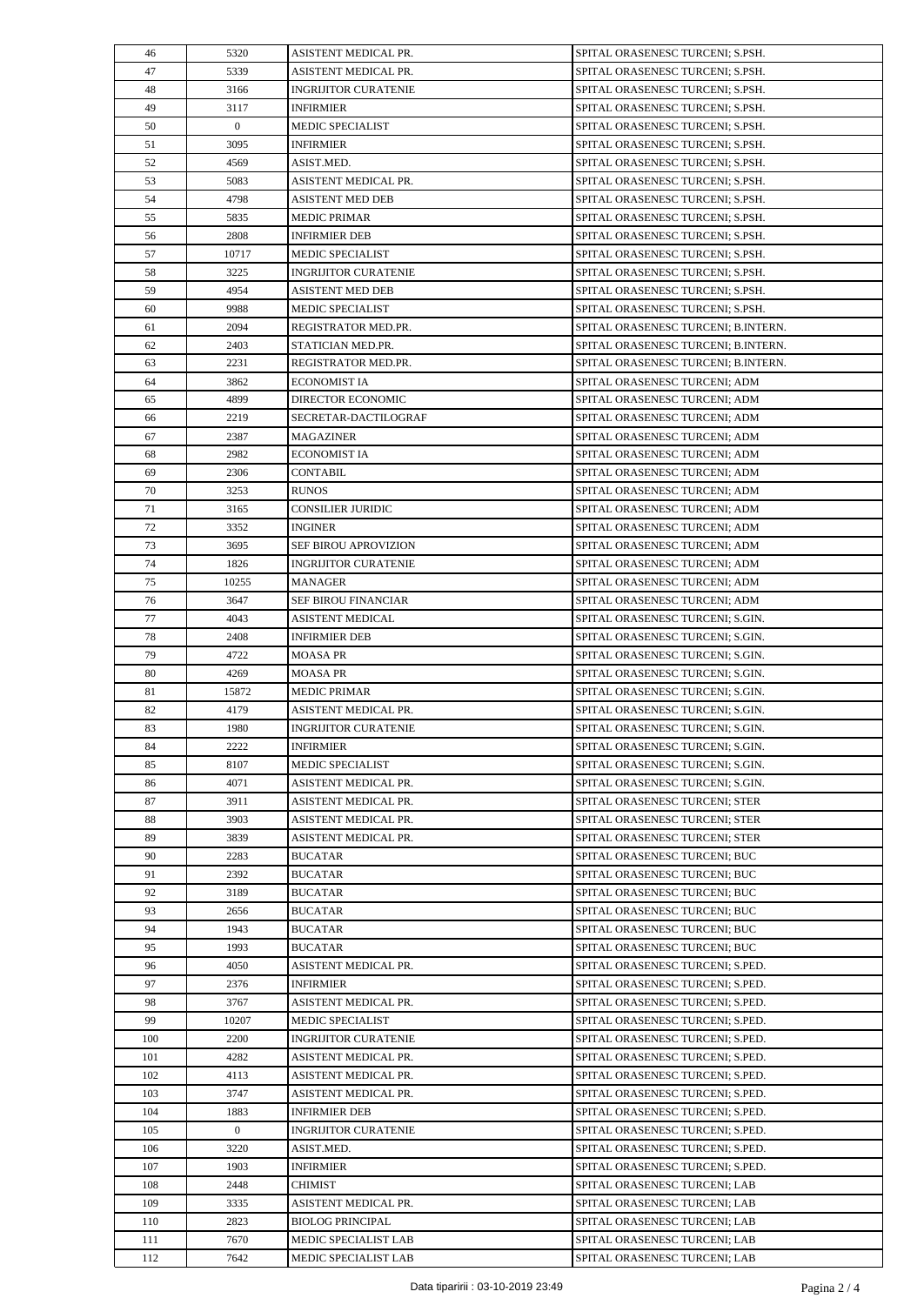| 46 | 5320 | ASISTENT MEDICAL PR. | SPITAL ORASENESC TURCENI; S.PSH. |
|---|---|---|---|
| 47 | 5339 | ASISTENT MEDICAL PR. | SPITAL ORASENESC TURCENI; S.PSH. |
| 48 | 3166 | INGRIJITOR CURATENIE | SPITAL ORASENESC TURCENI; S.PSH. |
| 49 | 3117 | INFIRMIER | SPITAL ORASENESC TURCENI; S.PSH. |
| 50 | 0 | MEDIC SPECIALIST | SPITAL ORASENESC TURCENI; S.PSH. |
| 51 | 3095 | INFIRMIER | SPITAL ORASENESC TURCENI; S.PSH. |
| 52 | 4569 | ASIST.MED. | SPITAL ORASENESC TURCENI; S.PSH. |
| 53 | 5083 | ASISTENT MEDICAL PR. | SPITAL ORASENESC TURCENI; S.PSH. |
| 54 | 4798 | ASISTENT MED DEB | SPITAL ORASENESC TURCENI; S.PSH. |
| 55 | 5835 | MEDIC PRIMAR | SPITAL ORASENESC TURCENI; S.PSH. |
| 56 | 2808 | INFIRMIER DEB | SPITAL ORASENESC TURCENI; S.PSH. |
| 57 | 10717 | MEDIC SPECIALIST | SPITAL ORASENESC TURCENI; S.PSH. |
| 58 | 3225 | INGRIJITOR CURATENIE | SPITAL ORASENESC TURCENI; S.PSH. |
| 59 | 4954 | ASISTENT MED DEB | SPITAL ORASENESC TURCENI; S.PSH. |
| 60 | 9988 | MEDIC SPECIALIST | SPITAL ORASENESC TURCENI; S.PSH. |
| 61 | 2094 | REGISTRATOR MED.PR. | SPITAL ORASENESC TURCENI; B.INTERN. |
| 62 | 2403 | STATICIAN MED.PR. | SPITAL ORASENESC TURCENI; B.INTERN. |
| 63 | 2231 | REGISTRATOR MED.PR. | SPITAL ORASENESC TURCENI; B.INTERN. |
| 64 | 3862 | ECONOMIST IA | SPITAL ORASENESC TURCENI; ADM |
| 65 | 4899 | DIRECTOR ECONOMIC | SPITAL ORASENESC TURCENI; ADM |
| 66 | 2219 | SECRETAR-DACTILOGRAF | SPITAL ORASENESC TURCENI; ADM |
| 67 | 2387 | MAGAZINER | SPITAL ORASENESC TURCENI; ADM |
| 68 | 2982 | ECONOMIST IA | SPITAL ORASENESC TURCENI; ADM |
| 69 | 2306 | CONTABIL | SPITAL ORASENESC TURCENI; ADM |
| 70 | 3253 | RUNOS | SPITAL ORASENESC TURCENI; ADM |
| 71 | 3165 | CONSILIER JURIDIC | SPITAL ORASENESC TURCENI; ADM |
| 72 | 3352 | INGINER | SPITAL ORASENESC TURCENI; ADM |
| 73 | 3695 | SEF BIROU APROVIZION | SPITAL ORASENESC TURCENI; ADM |
| 74 | 1826 | INGRIJITOR CURATENIE | SPITAL ORASENESC TURCENI; ADM |
| 75 | 10255 | MANAGER | SPITAL ORASENESC TURCENI; ADM |
| 76 | 3647 | SEF BIROU FINANCIAR | SPITAL ORASENESC TURCENI; ADM |
| 77 | 4043 | ASISTENT MEDICAL | SPITAL ORASENESC TURCENI; S.GIN. |
| 78 | 2408 | INFIRMIER DEB | SPITAL ORASENESC TURCENI; S.GIN. |
| 79 | 4722 | MOASA PR | SPITAL ORASENESC TURCENI; S.GIN. |
| 80 | 4269 | MOASA PR | SPITAL ORASENESC TURCENI; S.GIN. |
| 81 | 15872 | MEDIC PRIMAR | SPITAL ORASENESC TURCENI; S.GIN. |
| 82 | 4179 | ASISTENT MEDICAL PR. | SPITAL ORASENESC TURCENI; S.GIN. |
| 83 | 1980 | INGRIJITOR CURATENIE | SPITAL ORASENESC TURCENI; S.GIN. |
| 84 | 2222 | INFIRMIER | SPITAL ORASENESC TURCENI; S.GIN. |
| 85 | 8107 | MEDIC SPECIALIST | SPITAL ORASENESC TURCENI; S.GIN. |
| 86 | 4071 | ASISTENT MEDICAL PR. | SPITAL ORASENESC TURCENI; S.GIN. |
| 87 | 3911 | ASISTENT MEDICAL PR. | SPITAL ORASENESC TURCENI; STER |
| 88 | 3903 | ASISTENT MEDICAL PR. | SPITAL ORASENESC TURCENI; STER |
| 89 | 3839 | ASISTENT MEDICAL PR. | SPITAL ORASENESC TURCENI; STER |
| 90 | 2283 | BUCATAR | SPITAL ORASENESC TURCENI; BUC |
| 91 | 2392 | BUCATAR | SPITAL ORASENESC TURCENI; BUC |
| 92 | 3189 | BUCATAR | SPITAL ORASENESC TURCENI; BUC |
| 93 | 2656 | BUCATAR | SPITAL ORASENESC TURCENI; BUC |
| 94 | 1943 | BUCATAR | SPITAL ORASENESC TURCENI; BUC |
| 95 | 1993 | BUCATAR | SPITAL ORASENESC TURCENI; BUC |
| 96 | 4050 | ASISTENT MEDICAL PR. | SPITAL ORASENESC TURCENI; S.PED. |
| 97 | 2376 | INFIRMIER | SPITAL ORASENESC TURCENI; S.PED. |
| 98 | 3767 | ASISTENT MEDICAL PR. | SPITAL ORASENESC TURCENI; S.PED. |
| 99 | 10207 | MEDIC SPECIALIST | SPITAL ORASENESC TURCENI; S.PED. |
| 100 | 2200 | INGRIJITOR CURATENIE | SPITAL ORASENESC TURCENI; S.PED. |
| 101 | 4282 | ASISTENT MEDICAL PR. | SPITAL ORASENESC TURCENI; S.PED. |
| 102 | 4113 | ASISTENT MEDICAL PR. | SPITAL ORASENESC TURCENI; S.PED. |
| 103 | 3747 | ASISTENT MEDICAL PR. | SPITAL ORASENESC TURCENI; S.PED. |
| 104 | 1883 | INFIRMIER DEB | SPITAL ORASENESC TURCENI; S.PED. |
| 105 | 0 | INGRIJITOR CURATENIE | SPITAL ORASENESC TURCENI; S.PED. |
| 106 | 3220 | ASIST.MED. | SPITAL ORASENESC TURCENI; S.PED. |
| 107 | 1903 | INFIRMIER | SPITAL ORASENESC TURCENI; S.PED. |
| 108 | 2448 | CHIMIST | SPITAL ORASENESC TURCENI; LAB |
| 109 | 3335 | ASISTENT MEDICAL PR. | SPITAL ORASENESC TURCENI; LAB |
| 110 | 2823 | BIOLOG PRINCIPAL | SPITAL ORASENESC TURCENI; LAB |
| 111 | 7670 | MEDIC SPECIALIST LAB | SPITAL ORASENESC TURCENI; LAB |
| 112 | 7642 | MEDIC SPECIALIST LAB | SPITAL ORASENESC TURCENI; LAB |

Data tiparirii : 03-10-2019 23:49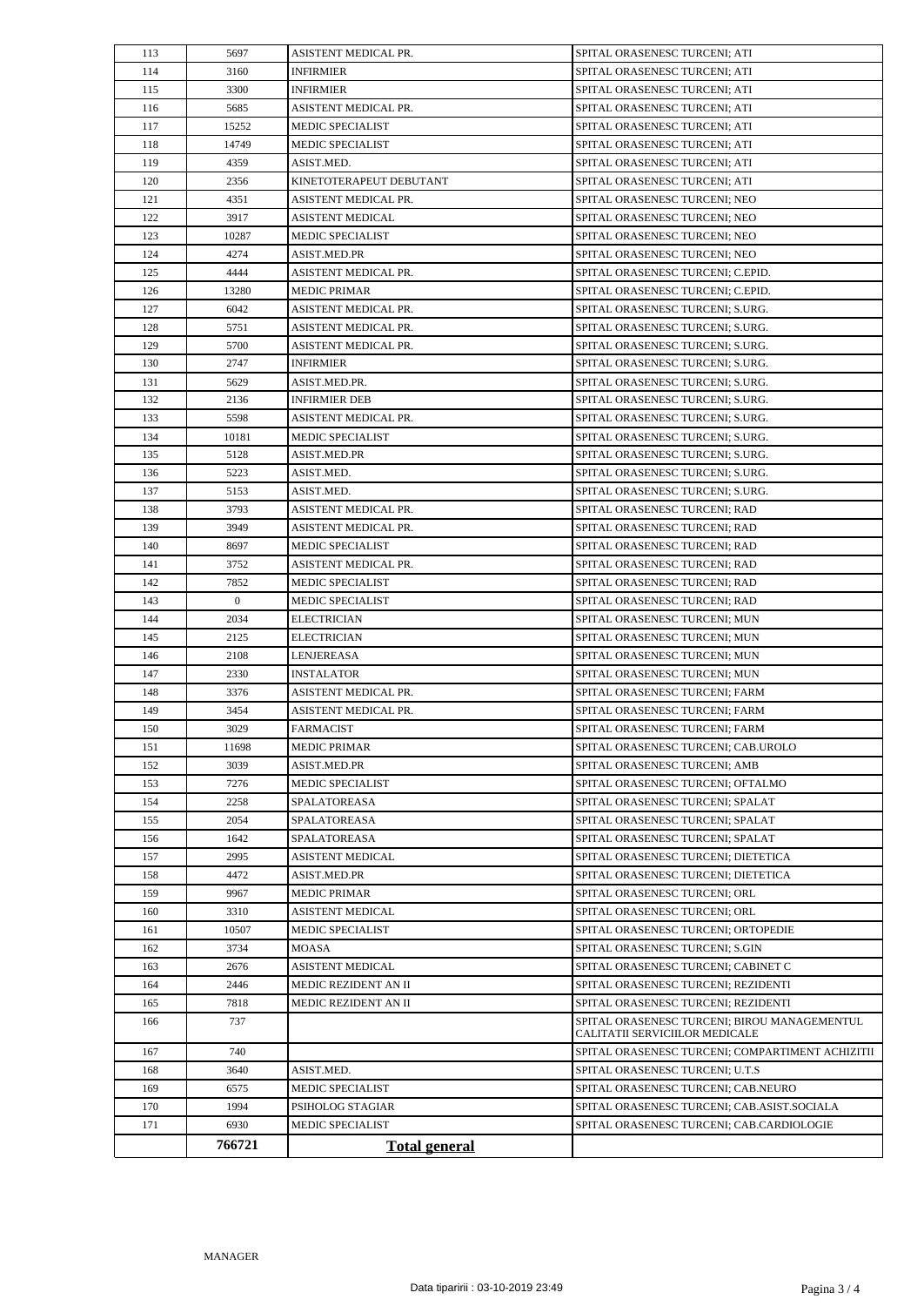| | | | |
|---|---|---|---|
| 113 | 5697 | ASISTENT MEDICAL PR. | SPITAL ORASENESC TURCENI; ATI |
| 114 | 3160 | INFIRMIER | SPITAL ORASENESC TURCENI; ATI |
| 115 | 3300 | INFIRMIER | SPITAL ORASENESC TURCENI; ATI |
| 116 | 5685 | ASISTENT MEDICAL PR. | SPITAL ORASENESC TURCENI; ATI |
| 117 | 15252 | MEDIC SPECIALIST | SPITAL ORASENESC TURCENI; ATI |
| 118 | 14749 | MEDIC SPECIALIST | SPITAL ORASENESC TURCENI; ATI |
| 119 | 4359 | ASIST.MED. | SPITAL ORASENESC TURCENI; ATI |
| 120 | 2356 | KINETOTERAPEUT DEBUTANT | SPITAL ORASENESC TURCENI; ATI |
| 121 | 4351 | ASISTENT MEDICAL PR. | SPITAL ORASENESC TURCENI; NEO |
| 122 | 3917 | ASISTENT MEDICAL | SPITAL ORASENESC TURCENI; NEO |
| 123 | 10287 | MEDIC SPECIALIST | SPITAL ORASENESC TURCENI; NEO |
| 124 | 4274 | ASIST.MED.PR | SPITAL ORASENESC TURCENI; NEO |
| 125 | 4444 | ASISTENT MEDICAL PR. | SPITAL ORASENESC TURCENI; C.EPID. |
| 126 | 13280 | MEDIC PRIMAR | SPITAL ORASENESC TURCENI; C.EPID. |
| 127 | 6042 | ASISTENT MEDICAL PR. | SPITAL ORASENESC TURCENI; S.URG. |
| 128 | 5751 | ASISTENT MEDICAL PR. | SPITAL ORASENESC TURCENI; S.URG. |
| 129 | 5700 | ASISTENT MEDICAL PR. | SPITAL ORASENESC TURCENI; S.URG. |
| 130 | 2747 | INFIRMIER | SPITAL ORASENESC TURCENI; S.URG. |
| 131 | 5629 | ASIST.MED.PR. | SPITAL ORASENESC TURCENI; S.URG. |
| 132 | 2136 | INFIRMIER DEB | SPITAL ORASENESC TURCENI; S.URG. |
| 133 | 5598 | ASISTENT MEDICAL PR. | SPITAL ORASENESC TURCENI; S.URG. |
| 134 | 10181 | MEDIC SPECIALIST | SPITAL ORASENESC TURCENI; S.URG. |
| 135 | 5128 | ASIST.MED.PR | SPITAL ORASENESC TURCENI; S.URG. |
| 136 | 5223 | ASIST.MED. | SPITAL ORASENESC TURCENI; S.URG. |
| 137 | 5153 | ASIST.MED. | SPITAL ORASENESC TURCENI; S.URG. |
| 138 | 3793 | ASISTENT MEDICAL PR. | SPITAL ORASENESC TURCENI; RAD |
| 139 | 3949 | ASISTENT MEDICAL PR. | SPITAL ORASENESC TURCENI; RAD |
| 140 | 8697 | MEDIC SPECIALIST | SPITAL ORASENESC TURCENI; RAD |
| 141 | 3752 | ASISTENT MEDICAL PR. | SPITAL ORASENESC TURCENI; RAD |
| 142 | 7852 | MEDIC SPECIALIST | SPITAL ORASENESC TURCENI; RAD |
| 143 | 0 | MEDIC SPECIALIST | SPITAL ORASENESC TURCENI; RAD |
| 144 | 2034 | ELECTRICIAN | SPITAL ORASENESC TURCENI; MUN |
| 145 | 2125 | ELECTRICIAN | SPITAL ORASENESC TURCENI; MUN |
| 146 | 2108 | LENJEREASA | SPITAL ORASENESC TURCENI; MUN |
| 147 | 2330 | INSTALATOR | SPITAL ORASENESC TURCENI; MUN |
| 148 | 3376 | ASISTENT MEDICAL PR. | SPITAL ORASENESC TURCENI; FARM |
| 149 | 3454 | ASISTENT MEDICAL PR. | SPITAL ORASENESC TURCENI; FARM |
| 150 | 3029 | FARMACIST | SPITAL ORASENESC TURCENI; FARM |
| 151 | 11698 | MEDIC PRIMAR | SPITAL ORASENESC TURCENI; CAB.UROLO |
| 152 | 3039 | ASIST.MED.PR | SPITAL ORASENESC TURCENI; AMB |
| 153 | 7276 | MEDIC SPECIALIST | SPITAL ORASENESC TURCENI; OFTALMO |
| 154 | 2258 | SPALATOREASA | SPITAL ORASENESC TURCENI; SPALAT |
| 155 | 2054 | SPALATOREASA | SPITAL ORASENESC TURCENI; SPALAT |
| 156 | 1642 | SPALATOREASA | SPITAL ORASENESC TURCENI; SPALAT |
| 157 | 2995 | ASISTENT MEDICAL | SPITAL ORASENESC TURCENI; DIETETICA |
| 158 | 4472 | ASIST.MED.PR | SPITAL ORASENESC TURCENI; DIETETICA |
| 159 | 9967 | MEDIC PRIMAR | SPITAL ORASENESC TURCENI; ORL |
| 160 | 3310 | ASISTENT MEDICAL | SPITAL ORASENESC TURCENI; ORL |
| 161 | 10507 | MEDIC SPECIALIST | SPITAL ORASENESC TURCENI; ORTOPEDIE |
| 162 | 3734 | MOASA | SPITAL ORASENESC TURCENI; S.GIN |
| 163 | 2676 | ASISTENT MEDICAL | SPITAL ORASENESC TURCENI; CABINET C |
| 164 | 2446 | MEDIC REZIDENT AN II | SPITAL ORASENESC TURCENI; REZIDENTI |
| 165 | 7818 | MEDIC REZIDENT AN II | SPITAL ORASENESC TURCENI; REZIDENTI |
| 166 | 737 | | SPITAL ORASENESC TURCENI; BIROU MANAGEMENTUL CALITATII SERVICIILOR MEDICALE |
| 167 | 740 | | SPITAL ORASENESC TURCENI; COMPARTIMENT ACHIZITII |
| 168 | 3640 | ASIST.MED. | SPITAL ORASENESC TURCENI; U.T.S |
| 169 | 6575 | MEDIC SPECIALIST | SPITAL ORASENESC TURCENI; CAB.NEURO |
| 170 | 1994 | PSIHOLOG STAGIAR | SPITAL ORASENESC TURCENI; CAB.ASIST.SOCIALA |
| 171 | 6930 | MEDIC SPECIALIST | SPITAL ORASENESC TURCENI; CAB.CARDIOLOGIE |
| | **766721** | **Total general** | |

MANAGER

Data tiparirii : 03-10-2019 23:49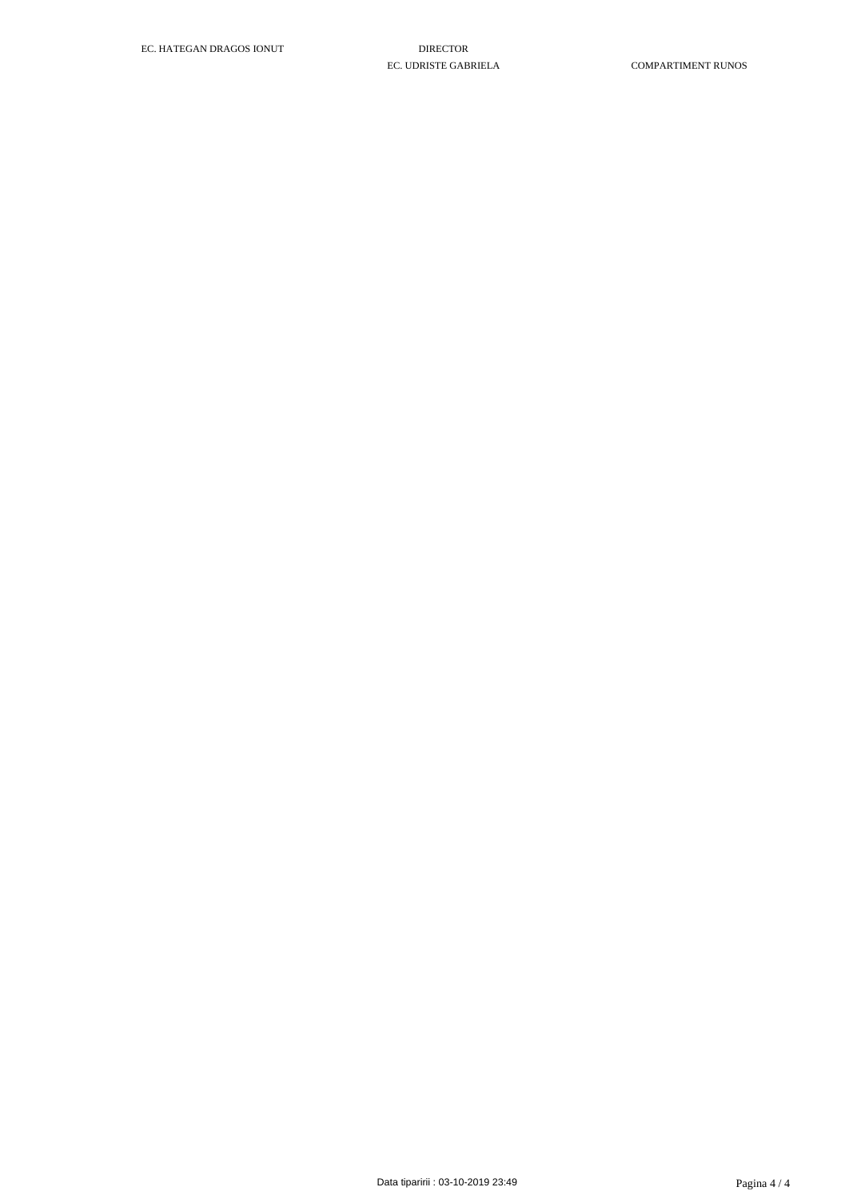| | | |
|---|---|---|
| EC. HATEGAN DRAGOS IONUT | DIRECTOR | |
| | EC. UDRISTE GABRIELA | COMPARTIMENT RUNOS |

Data tiparirii : 03-10-2019 23:49